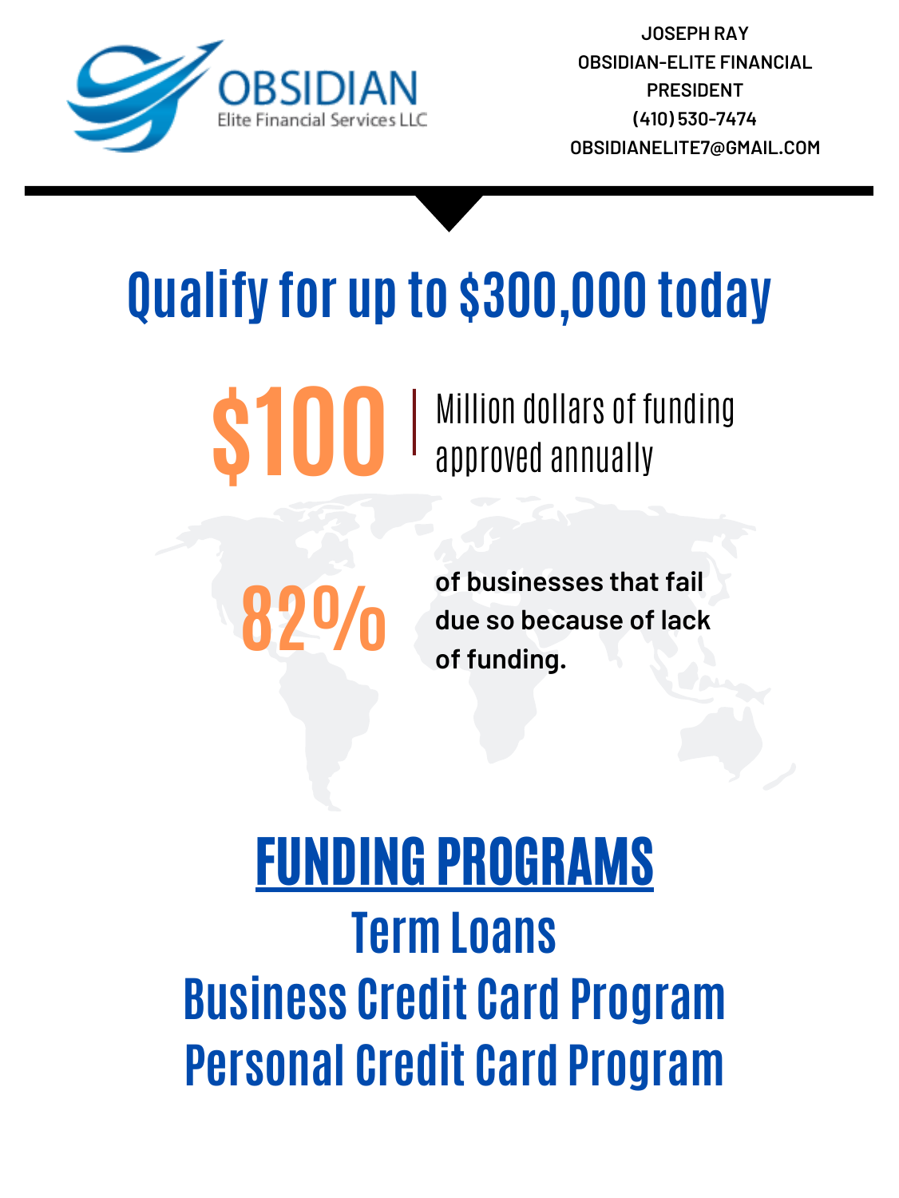OBSIDIAN
Elite Financial Services LLC

JOSEPH RAY
OBSIDIAN-ELITE FINANCIAL
PRESIDENT
(410) 530-7474
OBSIDIANELITE7@GMAIL.COM

# Qualify for up to $300,000 today

**$100** | Million dollars of funding approved annually

**82%** **of businesses that fail due so because of lack of funding.**

## FUNDING PROGRAMS

Term Loans

Business Credit Card Program

Personal Credit Card Program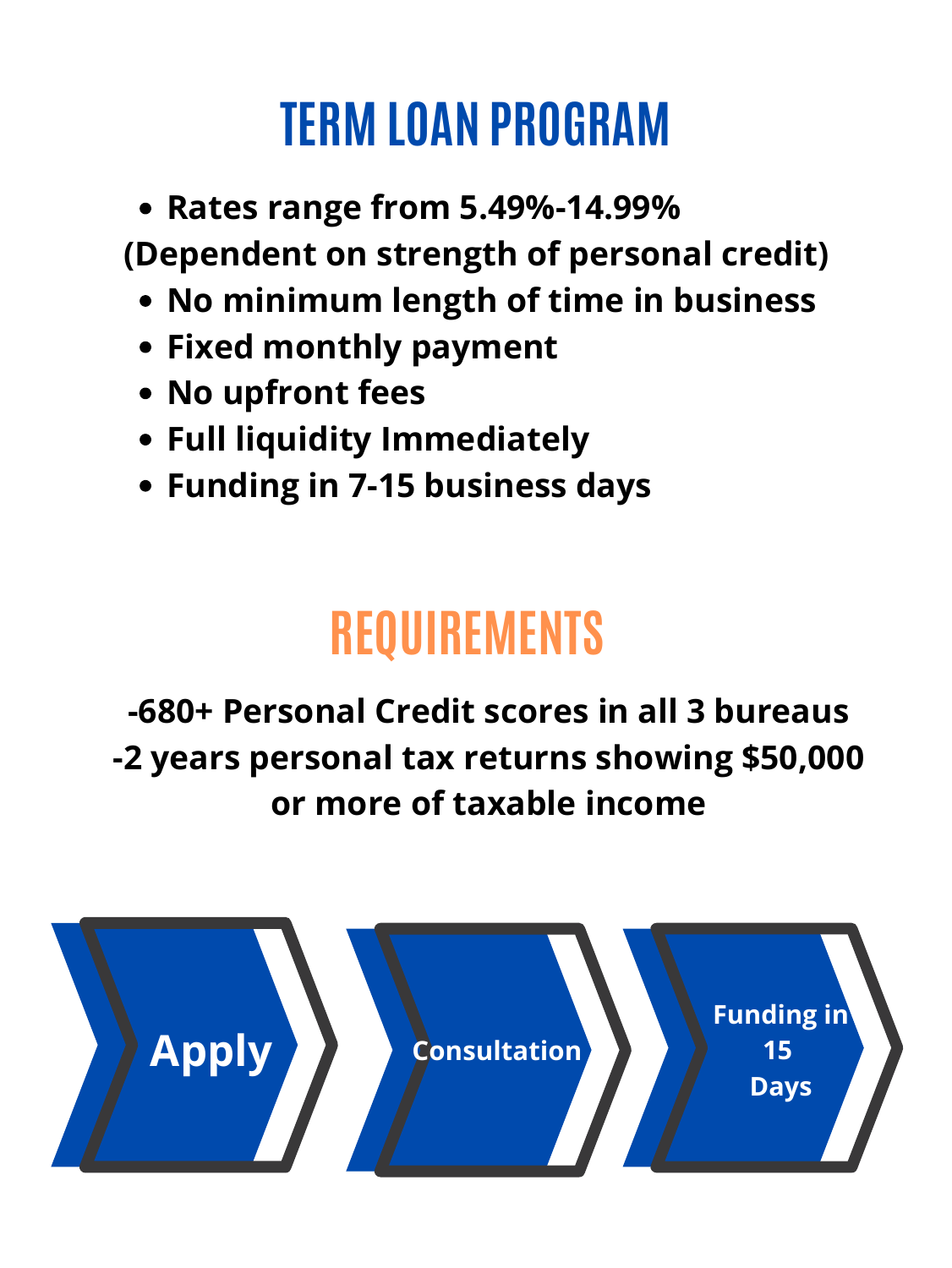# TERM LOAN PROGRAM

- **Rates range from 5.49%-14.99%**

**(Dependent on strength of personal credit)**

- **No minimum length of time in business**
- **Fixed monthly payment**
- **No upfront fees**
- **Full liquidity Immediately**
- **Funding in 7-15 business days**

## REQUIREMENTS

**-680+ Personal Credit scores in all 3 bureaus**
**-2 years personal tax returns showing $50,000 or more of taxable income**

**Apply** → **Consultation** → **Funding in 15 Days**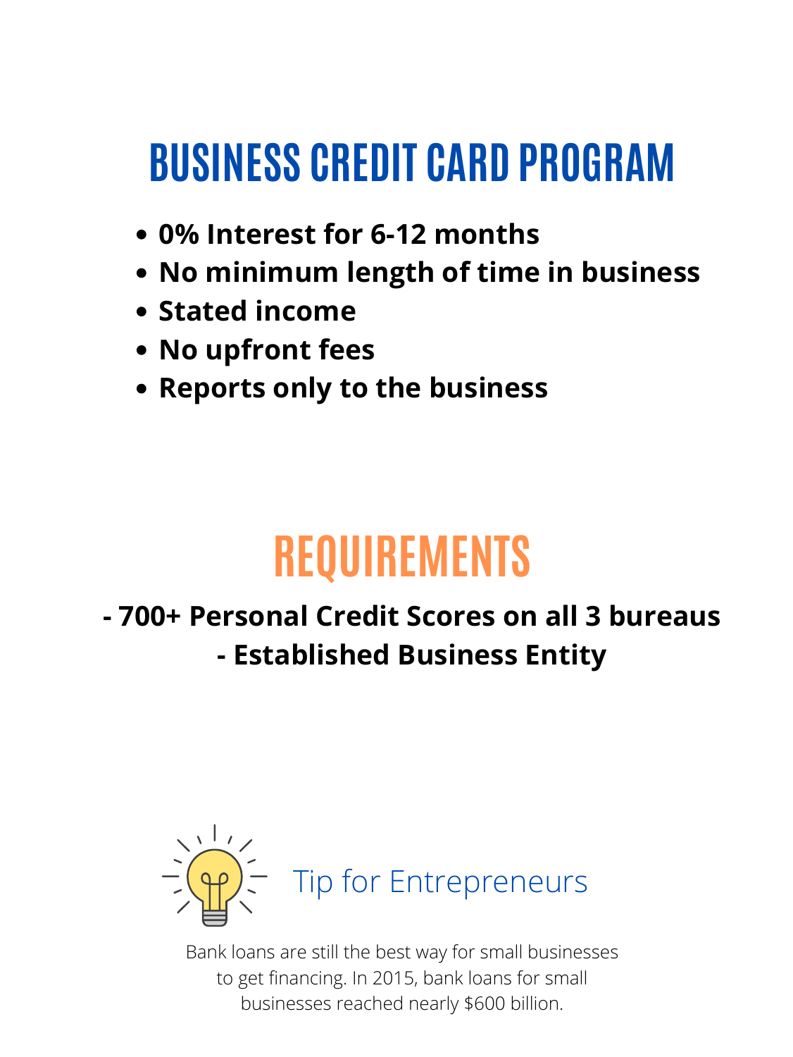# BUSINESS CREDIT CARD PROGRAM

- **0% Interest for 6-12 months**
- **No minimum length of time in business**
- **Stated income**
- **No upfront fees**
- **Reports only to the business**

# REQUIREMENTS

**- 700+ Personal Credit Scores on all 3 bureaus**

**- Established Business Entity**

## Tip for Entrepreneurs

Bank loans are still the best way for small businesses to get financing. In 2015, bank loans for small businesses reached nearly $600 billion.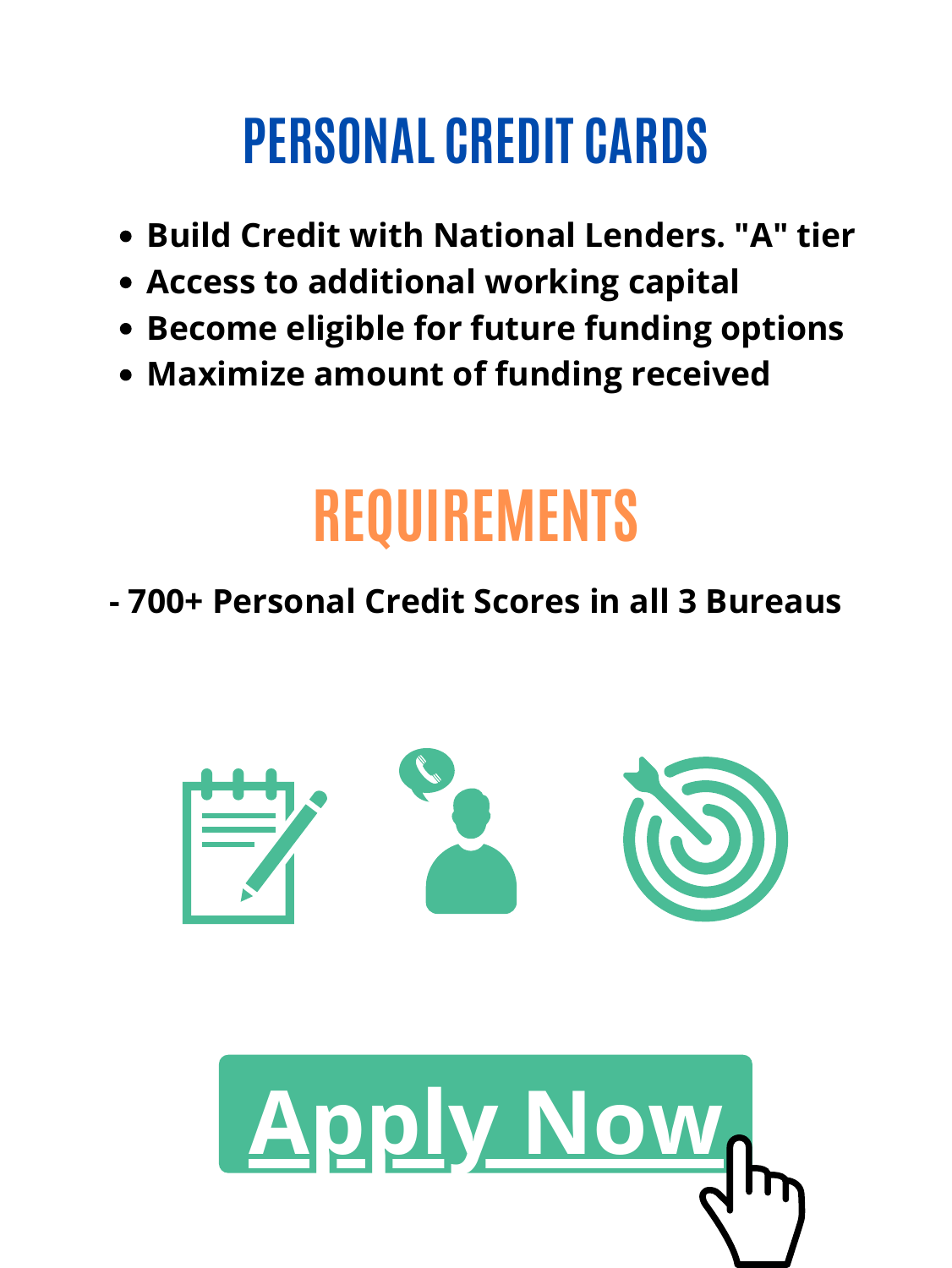# PERSONAL CREDIT CARDS

- **Build Credit with National Lenders. "A" tier**
- **Access to additional working capital**
- **Become eligible for future funding options**
- **Maximize amount of funding received**

## REQUIREMENTS

**- 700+ Personal Credit Scores in all 3 Bureaus**

**Apply Now**